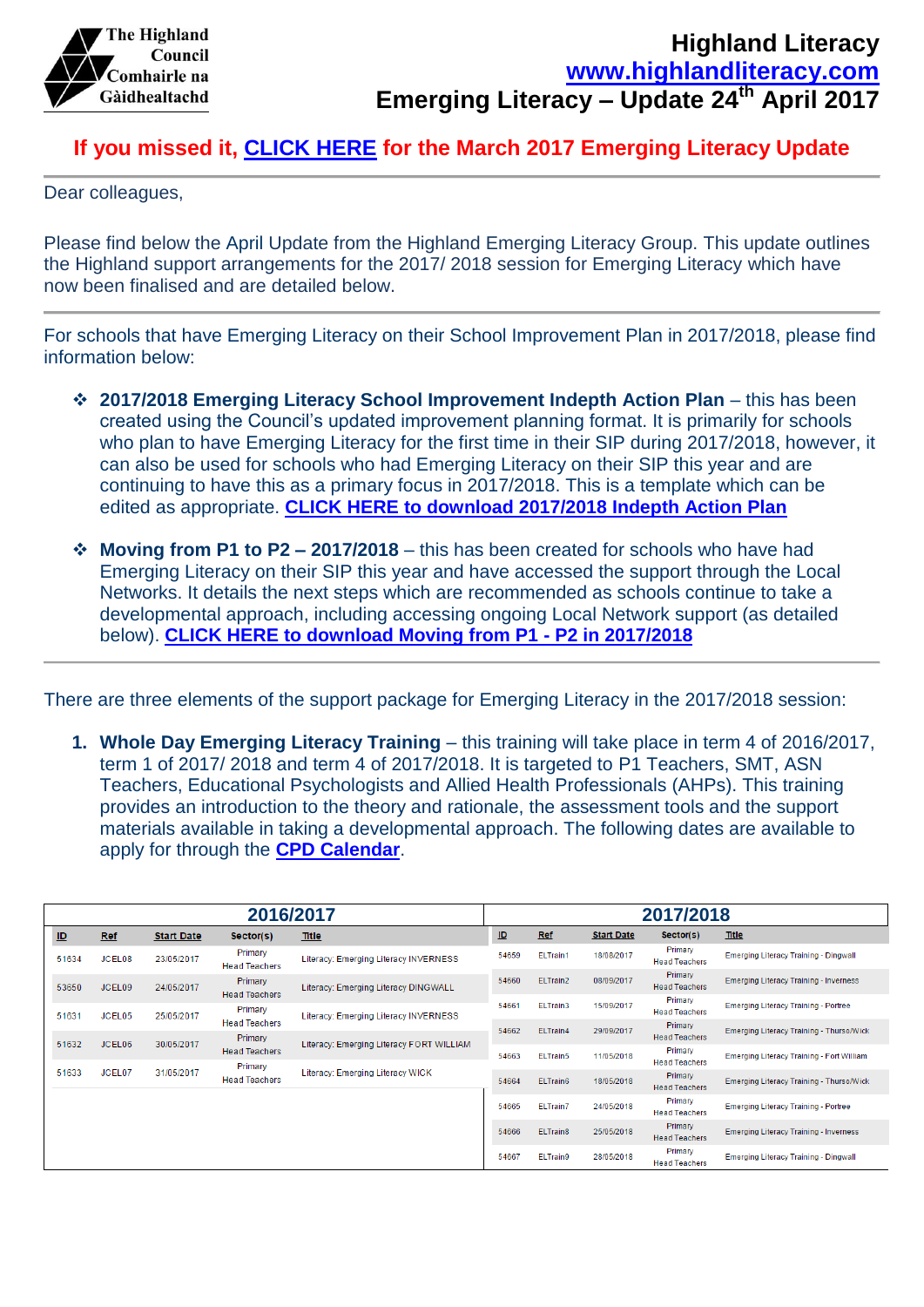The Highland Council
Comhairle na Gàidhealtachd

# Highland Literacy
## www.highlandliteracy.com
## Emerging Literacy – Update 24th April 2017

**If you missed it, CLICK HERE for the March 2017 Emerging Literacy Update**

---

Dear colleagues,

Please find below the April Update from the Highland Emerging Literacy Group. This update outlines the Highland support arrangements for the 2017/ 2018 session for Emerging Literacy which have now been finalised and are detailed below.

---

For schools that have Emerging Literacy on their School Improvement Plan in 2017/2018, please find information below:

- **2017/2018 Emerging Literacy School Improvement Indepth Action Plan** – this has been created using the Council's updated improvement planning format. It is primarily for schools who plan to have Emerging Literacy for the first time in their SIP during 2017/2018, however, it can also be used for schools who had Emerging Literacy on their SIP this year and are continuing to have this as a primary focus in 2017/2018. This is a template which can be edited as appropriate. **CLICK HERE to download 2017/2018 Indepth Action Plan**

- **Moving from P1 to P2 – 2017/2018** – this has been created for schools who have had Emerging Literacy on their SIP this year and have accessed the support through the Local Networks. It details the next steps which are recommended as schools continue to take a developmental approach, including accessing ongoing Local Network support (as detailed below). **CLICK HERE to download Moving from P1 - P2 in 2017/2018**

---

There are three elements of the support package for Emerging Literacy in the 2017/2018 session:

1. **Whole Day Emerging Literacy Training** – this training will take place in term 4 of 2016/2017, term 1 of 2017/ 2018 and term 4 of 2017/2018. It is targeted to P1 Teachers, SMT, ASN Teachers, Educational Psychologists and Allied Health Professionals (AHPs). This training provides an introduction to the theory and rationale, the assessment tools and the support materials available in taking a developmental approach. The following dates are available to apply for through the **CPD Calendar**.

**2016/2017**

| ID | Ref | Start Date | Sector(s) | Title |
|---|---|---|---|---|
| 51634 | JCEL08 | 23/05/2017 | Primary Head Teachers | Literacy: Emerging Literacy INVERNESS |
| 53650 | JCEL09 | 24/05/2017 | Primary Head Teachers | Literacy: Emerging Literacy DINGWALL |
| 51631 | JCEL05 | 25/05/2017 | Primary Head Teachers | Literacy: Emerging Literacy INVERNESS |
| 51632 | JCEL06 | 30/05/2017 | Primary Head Teachers | Literacy: Emerging Literacy FORT WILLIAM |
| 51633 | JCEL07 | 31/05/2017 | Primary Head Teachers | Literacy: Emerging Literacy WICK |

**2017/2018**

| ID | Ref | Start Date | Sector(s) | Title |
|---|---|---|---|---|
| 54659 | ELTrain1 | 18/08/2017 | Primary Head Teachers | Emerging Literacy Training - Dingwall |
| 54660 | ELTrain2 | 08/09/2017 | Primary Head Teachers | Emerging Literacy Training - Inverness |
| 54661 | ELTrain3 | 15/09/2017 | Primary Head Teachers | Emerging Literacy Training - Portree |
| 54662 | ELTrain4 | 29/09/2017 | Primary Head Teachers | Emerging Literacy Training - Thurso/Wick |
| 54663 | ELTrain5 | 11/05/2018 | Primary Head Teachers | Emerging Literacy Training - Fort William |
| 54664 | ELTrain6 | 18/05/2018 | Primary Head Teachers | Emerging Literacy Training - Thurso/Wick |
| 54665 | ELTrain7 | 24/05/2018 | Primary Head Teachers | Emerging Literacy Training - Portree |
| 54666 | ELTrain8 | 25/05/2018 | Primary Head Teachers | Emerging Literacy Training - Inverness |
| 54667 | ELTrain9 | 28/05/2018 | Primary Head Teachers | Emerging Literacy Training - Dingwall |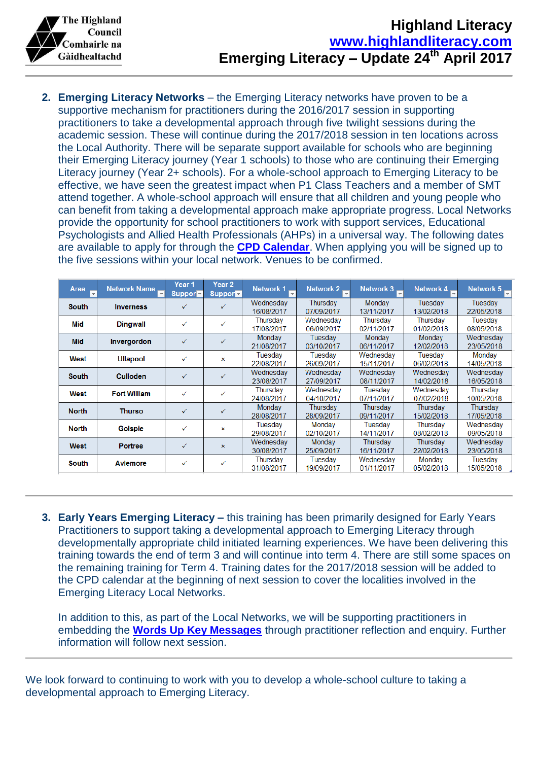2. **Emerging Literacy Networks** – the Emerging Literacy networks have proven to be a supportive mechanism for practitioners during the 2016/2017 session in supporting practitioners to take a developmental approach through five twilight sessions during the academic session. These will continue during the 2017/2018 session in ten locations across the Local Authority. There will be separate support available for schools who are beginning their Emerging Literacy journey (Year 1 schools) to those who are continuing their Emerging Literacy journey (Year 2+ schools). For a whole-school approach to Emerging Literacy to be effective, we have seen the greatest impact when P1 Class Teachers and a member of SMT attend together. A whole-school approach will ensure that all children and young people who can benefit from taking a developmental approach make appropriate progress. Local Networks provide the opportunity for school practitioners to work with support services, Educational Psychologists and Allied Health Professionals (AHPs) in a universal way. The following dates are available to apply for through the **CPD Calendar**. When applying you will be signed up to the five sessions within your local network. Venues to be confirmed.

| Area | Network Name | Year 1 Support | Year 2 Support | Network 1 | Network 2 | Network 3 | Network 4 | Network 5 |
|---|---|---|---|---|---|---|---|---|
| South | Inverness | ✓ | ✓ | Wednesday 16/08/2017 | Thursday 07/09/2017 | Monday 13/11/2017 | Tuesday 13/02/2018 | Tuesday 22/05/2018 |
| Mid | Dingwall | ✓ | ✓ | Thursday 17/08/2017 | Wednesday 06/09/2017 | Thursday 02/11/2017 | Thursday 01/02/2018 | Tuesday 08/05/2018 |
| Mid | Invergordon | ✓ | ✓ | Monday 21/08/2017 | Tuesday 03/10/2017 | Monday 06/11/2017 | Monday 12/02/2018 | Wednesday 23/05/2018 |
| West | Ullapool | ✓ | × | Tuesday 22/08/2017 | Tuesday 26/09/2017 | Wednesday 15/11/2017 | Tuesday 06/02/2018 | Monday 14/05/2018 |
| South | Culloden | ✓ | ✓ | Wednesday 23/08/2017 | Wednesday 27/09/2017 | Wednesday 08/11/2017 | Wednesday 14/02/2018 | Wednesday 16/05/2018 |
| West | Fort William | ✓ | ✓ | Thursday 24/08/2017 | Wednesday 04/10/2017 | Tuesday 07/11/2017 | Wednesday 07/02/2018 | Thursday 10/05/2018 |
| North | Thurso | ✓ | ✓ | Monday 28/08/2017 | Thursday 28/09/2017 | Thursday 09/11/2017 | Thursday 15/02/2018 | Thursday 17/05/2018 |
| North | Golspie | ✓ | × | Tuesday 29/08/2017 | Monday 02/10/2017 | Tuesday 14/11/2017 | Thursday 08/02/2018 | Wednesday 09/05/2018 |
| West | Portree | ✓ | × | Wednesday 30/08/2017 | Monday 25/09/2017 | Thursday 16/11/2017 | Thursday 22/02/2018 | Wednesday 23/05/2018 |
| South | Aviemore | ✓ | ✓ | Thursday 31/08/2017 | Tuesday 19/09/2017 | Wednesday 01/11/2017 | Monday 05/02/2018 | Tuesday 15/05/2018 |

3. **Early Years Emerging Literacy –** this training has been primarily designed for Early Years Practitioners to support taking a developmental approach to Emerging Literacy through developmentally appropriate child initiated learning experiences. We have been delivering this training towards the end of term 3 and will continue into term 4. There are still some spaces on the remaining training for Term 4. Training dates for the 2017/2018 session will be added to the CPD calendar at the beginning of next session to cover the localities involved in the Emerging Literacy Local Networks.

   In addition to this, as part of the Local Networks, we will be supporting practitioners in embedding the **Words Up Key Messages** through practitioner reflection and enquiry. Further information will follow next session.

We look forward to continuing to work with you to develop a whole-school culture to taking a developmental approach to Emerging Literacy.